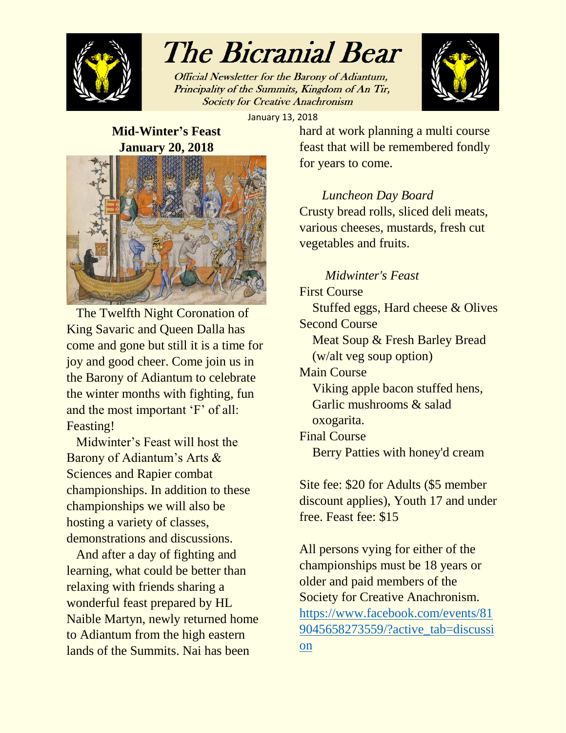# The Bicranial Bear

*Official Newsletter for the Barony of Adiantum, Principality of the Summits, Kingdom of An Tir, Society for Creative Anachronism*

January 13, 2018

## Mid-Winter's Feast
## January 20, 2018

The Twelfth Night Coronation of King Savaric and Queen Dalla has come and gone but still it is a time for joy and good cheer. Come join us in the Barony of Adiantum to celebrate the winter months with fighting, fun and the most important 'F' of all: Feasting!

Midwinter's Feast will host the Barony of Adiantum's Arts & Sciences and Rapier combat championships. In addition to these championships we will also be hosting a variety of classes, demonstrations and discussions.

And after a day of fighting and learning, what could be better than relaxing with friends sharing a wonderful feast prepared by HL Naible Martyn, newly returned home to Adiantum from the high eastern lands of the Summits. Nai has been hard at work planning a multi course feast that will be remembered fondly for years to come.

*Luncheon Day Board*

Crusty bread rolls, sliced deli meats, various cheeses, mustards, fresh cut vegetables and fruits.

*Midwinter's Feast*

First Course
- Stuffed eggs, Hard cheese & Olives

Second Course
- Meat Soup & Fresh Barley Bread (w/alt veg soup option)

Main Course
- Viking apple bacon stuffed hens, Garlic mushrooms & salad oxogarita.

Final Course
- Berry Patties with honey'd cream

Site fee: $20 for Adults ($5 member discount applies), Youth 17 and under free. Feast fee: $15

All persons vying for either of the championships must be 18 years or older and paid members of the Society for Creative Anachronism.
https://www.facebook.com/events/819045658273559/?active_tab=discussion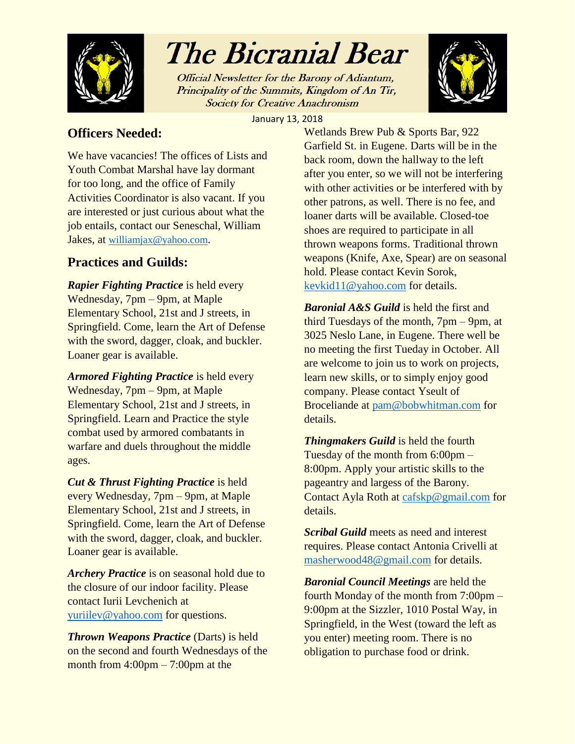# The Bicranial Bear

Official Newsletter for the Barony of Adiantum, Principality of the Summits, Kingdom of An Tir, Society for Creative Anachronism

January 13, 2018

## Officers Needed:

We have vacancies! The offices of Lists and Youth Combat Marshal have lay dormant for too long, and the office of Family Activities Coordinator is also vacant. If you are interested or just curious about what the job entails, contact our Seneschal, William Jakes, at williamjax@yahoo.com.

## Practices and Guilds:

***Rapier Fighting Practice*** is held every Wednesday, 7pm – 9pm, at Maple Elementary School, 21st and J streets, in Springfield. Come, learn the Art of Defense with the sword, dagger, cloak, and buckler. Loaner gear is available.

***Armored Fighting Practice*** is held every Wednesday, 7pm – 9pm, at Maple Elementary School, 21st and J streets, in Springfield. Learn and Practice the style combat used by armored combatants in warfare and duels throughout the middle ages.

***Cut & Thrust Fighting Practice*** is held every Wednesday, 7pm – 9pm, at Maple Elementary School, 21st and J streets, in Springfield. Come, learn the Art of Defense with the sword, dagger, cloak, and buckler. Loaner gear is available.

***Archery Practice*** is on seasonal hold due to the closure of our indoor facility. Please contact Iurii Levchenich at yuriilev@yahoo.com for questions.

***Thrown Weapons Practice*** (Darts) is held on the second and fourth Wednesdays of the month from 4:00pm – 7:00pm at the Wetlands Brew Pub & Sports Bar, 922 Garfield St. in Eugene. Darts will be in the back room, down the hallway to the left after you enter, so we will not be interfering with other activities or be interfered with by other patrons, as well. There is no fee, and loaner darts will be available. Closed-toe shoes are required to participate in all thrown weapons forms. Traditional thrown weapons (Knife, Axe, Spear) are on seasonal hold. Please contact Kevin Sorok, kevkid11@yahoo.com for details.

***Baronial A&S Guild*** is held the first and third Tuesdays of the month, 7pm – 9pm, at 3025 Neslo Lane, in Eugene. There well be no meeting the first Tueday in October. All are welcome to join us to work on projects, learn new skills, or to simply enjoy good company. Please contact Yseult of Broceliande at pam@bobwhitman.com for details.

***Thingmakers Guild*** is held the fourth Tuesday of the month from 6:00pm – 8:00pm. Apply your artistic skills to the pageantry and largess of the Barony. Contact Ayla Roth at cafskp@gmail.com for details.

***Scribal Guild*** meets as need and interest requires. Please contact Antonia Crivelli at masherwood48@gmail.com for details.

***Baronial Council Meetings*** are held the fourth Monday of the month from 7:00pm – 9:00pm at the Sizzler, 1010 Postal Way, in Springfield, in the West (toward the left as you enter) meeting room. There is no obligation to purchase food or drink.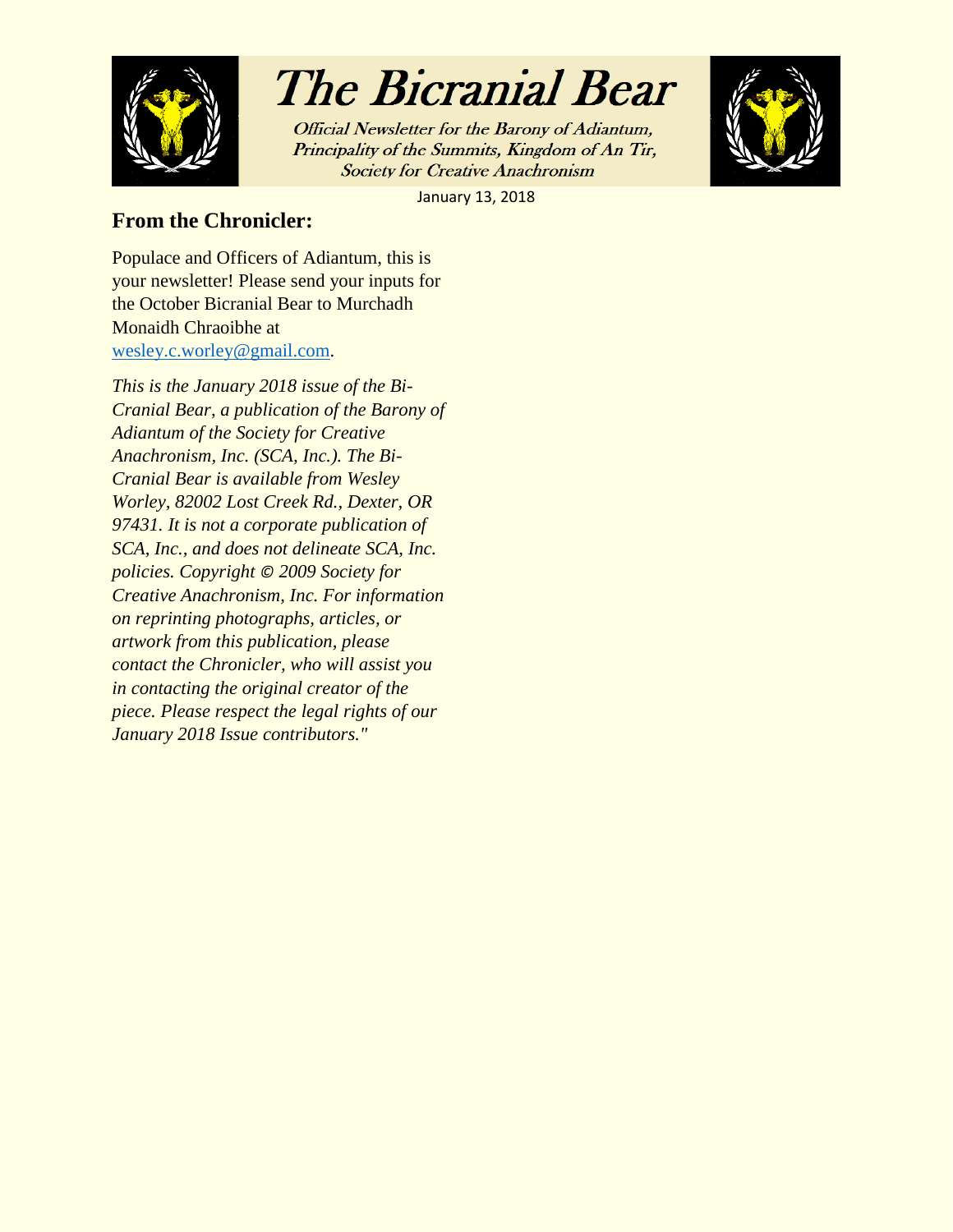# The Bicranial Bear

Official Newsletter for the Barony of Adiantum, Principality of the Summits, Kingdom of An Tir, Society for Creative Anachronism

January 13, 2018

## From the Chronicler:

Populace and Officers of Adiantum, this is your newsletter! Please send your inputs for the October Bicranial Bear to Murchadh Monaidh Chraoibhe at wesley.c.worley@gmail.com.

*This is the January 2018 issue of the Bi-Cranial Bear, a publication of the Barony of Adiantum of the Society for Creative Anachronism, Inc. (SCA, Inc.). The Bi-Cranial Bear is available from Wesley Worley, 82002 Lost Creek Rd., Dexter, OR 97431. It is not a corporate publication of SCA, Inc., and does not delineate SCA, Inc. policies. Copyright © 2009 Society for Creative Anachronism, Inc. For information on reprinting photographs, articles, or artwork from this publication, please contact the Chronicler, who will assist you in contacting the original creator of the piece. Please respect the legal rights of our January 2018 Issue contributors."*